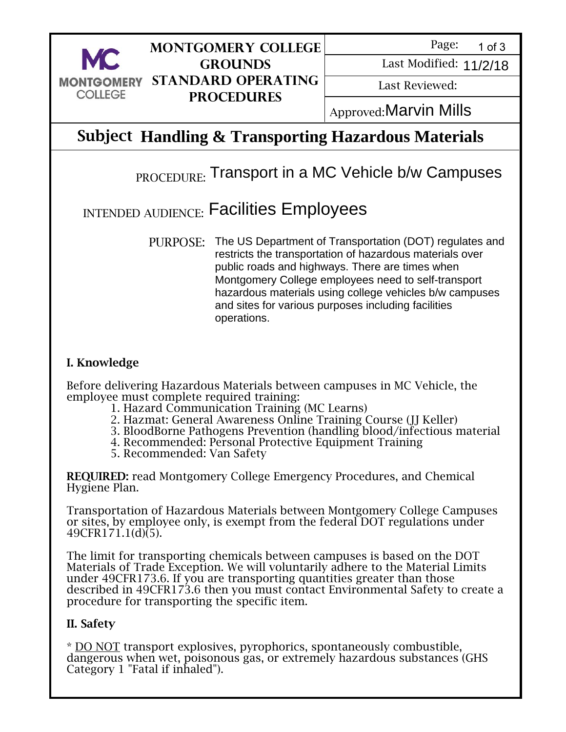| MONTGOMERY COLLEGE GROUNDS STANDARD OPERATING PROCEDURES | |
|---|---|
| | Last Modified: 11/2/18 |
| | Last Reviewed: |
| | Approved: Marvin Mills |

# Subject Handling & Transporting Hazardous Materials

PROCEDURE: Transport in a MC Vehicle b/w Campuses

INTENDED AUDIENCE: Facilities Employees

PURPOSE: The US Department of Transportation (DOT) regulates and restricts the transportation of hazardous materials over public roads and highways. There are times when Montgomery College employees need to self-transport hazardous materials using college vehicles b/w campuses and sites for various purposes including facilities operations.

## I. Knowledge

Before delivering Hazardous Materials between campuses in MC Vehicle, the employee must complete required training:

1. Hazard Communication Training (MC Learns)
2. Hazmat: General Awareness Online Training Course (JJ Keller)
3. BloodBorne Pathogens Prevention (handling blood/infectious material
4. Recommended: Personal Protective Equipment Training
5. Recommended: Van Safety

**REQUIRED:** read Montgomery College Emergency Procedures, and Chemical Hygiene Plan.

Transportation of Hazardous Materials between Montgomery College Campuses or sites, by employee only, is exempt from the federal DOT regulations under 49CFR171.1(d)(5).

The limit for transporting chemicals between campuses is based on the DOT Materials of Trade Exception. We will voluntarily adhere to the Material Limits under 49CFR173.6. If you are transporting quantities greater than those described in 49CFR173.6 then you must contact Environmental Safety to create a procedure for transporting the specific item.

## II. Safety

* <u>DO NOT</u> transport explosives, pyrophorics, spontaneously combustible, dangerous when wet, poisonous gas, or extremely hazardous substances (GHS Category 1 "Fatal if inhaled").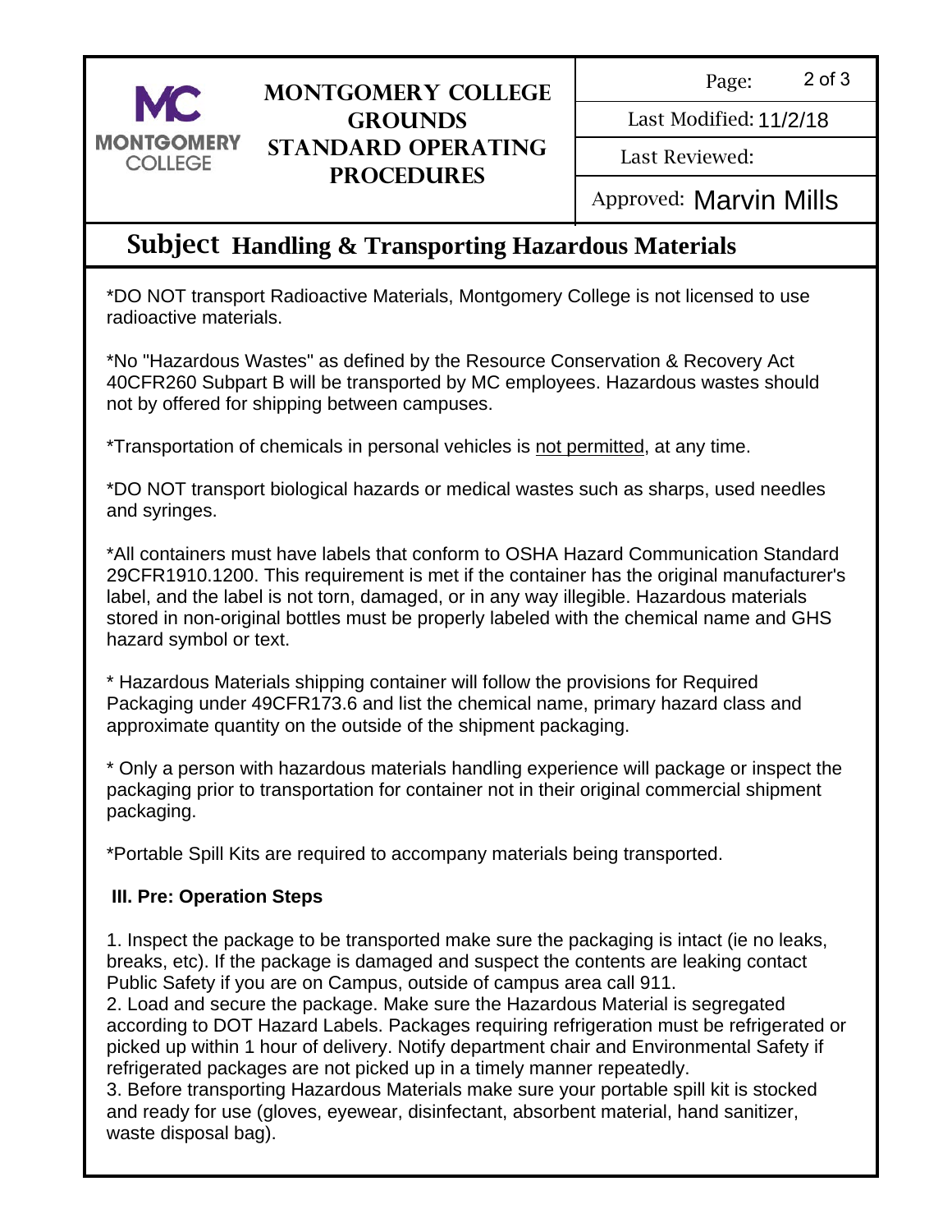**Subject** **Handling & Transporting Hazardous Materials**

*DO NOT transport Radioactive Materials, Montgomery College is not licensed to use radioactive materials.

*No "Hazardous Wastes" as defined by the Resource Conservation & Recovery Act 40CFR260 Subpart B will be transported by MC employees. Hazardous wastes should not by offered for shipping between campuses.

*Transportation of chemicals in personal vehicles is <u>not permitted</u>, at any time.

*DO NOT transport biological hazards or medical wastes such as sharps, used needles and syringes.

*All containers must have labels that conform to OSHA Hazard Communication Standard 29CFR1910.1200. This requirement is met if the container has the original manufacturer's label, and the label is not torn, damaged, or in any way illegible. Hazardous materials stored in non-original bottles must be properly labeled with the chemical name and GHS hazard symbol or text.

* Hazardous Materials shipping container will follow the provisions for Required Packaging under 49CFR173.6 and list the chemical name, primary hazard class and approximate quantity on the outside of the shipment packaging.

* Only a person with hazardous materials handling experience will package or inspect the packaging prior to transportation for container not in their original commercial shipment packaging.

*Portable Spill Kits are required to accompany materials being transported.

**III. Pre: Operation Steps**

1. Inspect the package to be transported make sure the packaging is intact (ie no leaks, breaks, etc). If the package is damaged and suspect the contents are leaking contact Public Safety if you are on Campus, outside of campus area call 911.
2. Load and secure the package. Make sure the Hazardous Material is segregated according to DOT Hazard Labels. Packages requiring refrigeration must be refrigerated or picked up within 1 hour of delivery. Notify department chair and Environmental Safety if refrigerated packages are not picked up in a timely manner repeatedly.
3. Before transporting Hazardous Materials make sure your portable spill kit is stocked and ready for use (gloves, eyewear, disinfectant, absorbent material, hand sanitizer, waste disposal bag).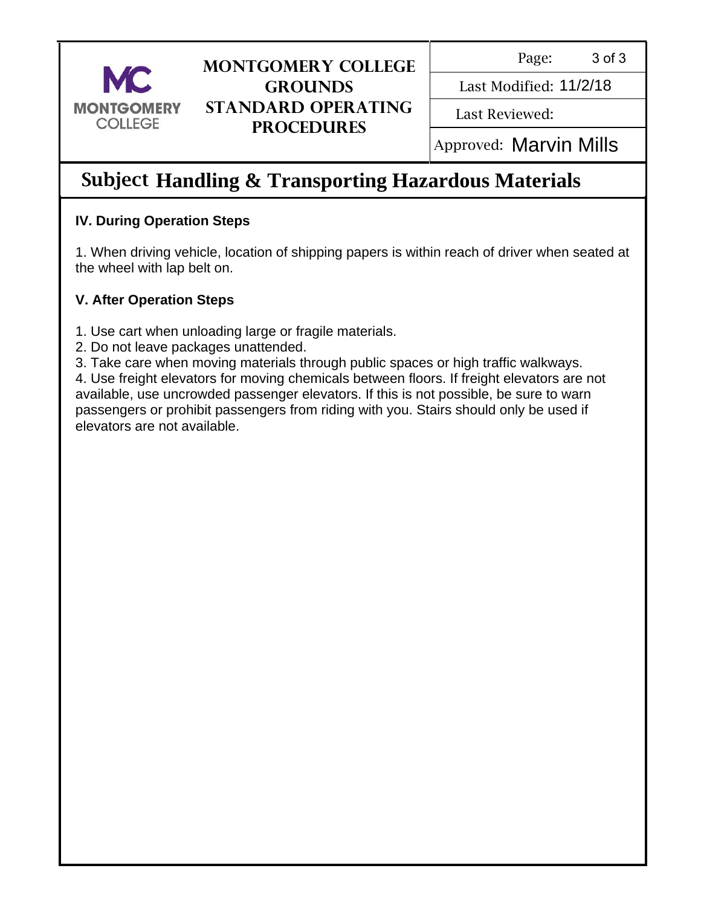**IV. During Operation Steps**

1. When driving vehicle, location of shipping papers is within reach of driver when seated at the wheel with lap belt on.

**V. After Operation Steps**

1. Use cart when unloading large or fragile materials.
2. Do not leave packages unattended.
3. Take care when moving materials through public spaces or high traffic walkways.
4. Use freight elevators for moving chemicals between floors. If freight elevators are not available, use uncrowded passenger elevators. If this is not possible, be sure to warn passengers or prohibit passengers from riding with you. Stairs should only be used if elevators are not available.